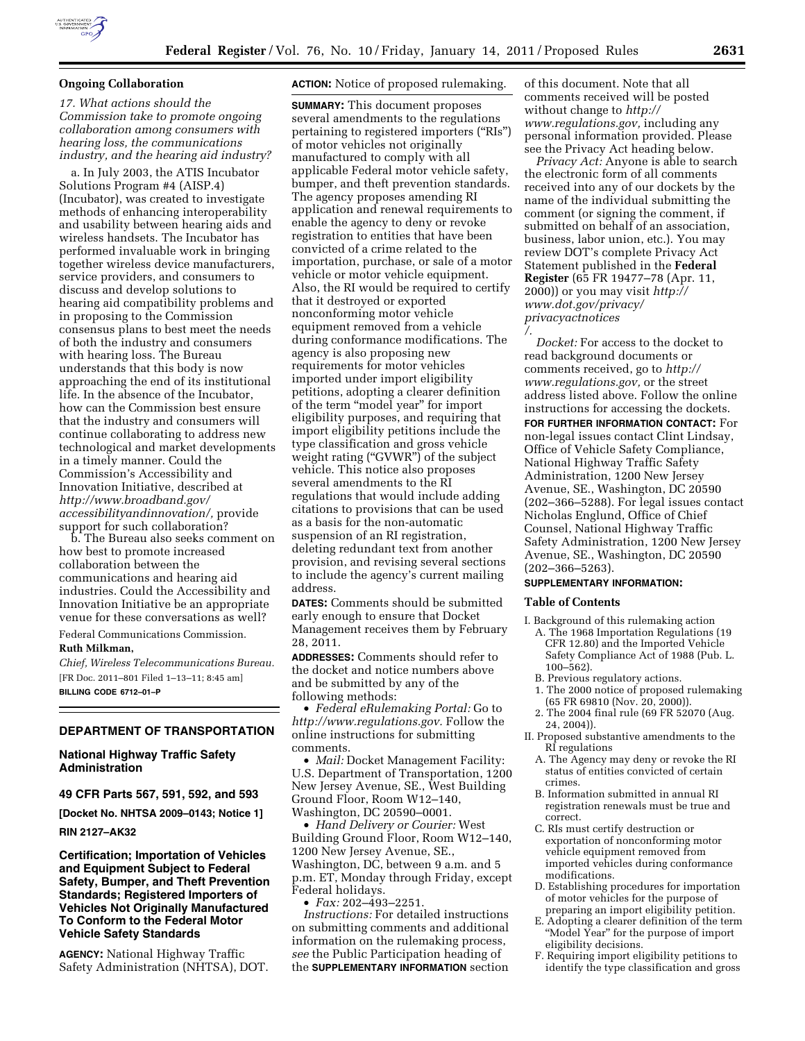## Ongoing Collaboration

*17. What actions should the Commission take to promote ongoing collaboration among consumers with hearing loss, the communications industry, and the hearing aid industry?*

a. In July 2003, the ATIS Incubator Solutions Program #4 (AISP.4) (Incubator), was created to investigate methods of enhancing interoperability and usability between hearing aids and wireless handsets. The Incubator has performed invaluable work in bringing together wireless device manufacturers, service providers, and consumers to discuss and develop solutions to hearing aid compatibility problems and in proposing to the Commission consensus plans to best meet the needs of both the industry and consumers with hearing loss. The Bureau understands that this body is now approaching the end of its institutional life. In the absence of the Incubator, how can the Commission best ensure that the industry and consumers will continue collaborating to address new technological and market developments in a timely manner. Could the Commission's Accessibility and Innovation Initiative, described at *http://www.broadband.gov/accessibilityandinnovation/,* provide support for such collaboration?

b. The Bureau also seeks comment on how best to promote increased collaboration between the communications and hearing aid industries. Could the Accessibility and Innovation Initiative be an appropriate venue for these conversations as well?

Federal Communications Commission.

**Ruth Milkman,**

*Chief, Wireless Telecommunications Bureau.*

[FR Doc. 2011–801 Filed 1–13–11; 8:45 am]

**BILLING CODE 6712–01–P**

---

## DEPARTMENT OF TRANSPORTATION

### National Highway Traffic Safety Administration

### 49 CFR Parts 567, 591, 592, and 593

### [Docket No. NHTSA 2009–0143; Notice 1]

### RIN 2127–AK32

### Certification; Importation of Vehicles and Equipment Subject to Federal Safety, Bumper, and Theft Prevention Standards; Registered Importers of Vehicles Not Originally Manufactured To Conform to the Federal Motor Vehicle Safety Standards

**AGENCY:** National Highway Traffic Safety Administration (NHTSA), DOT.

**ACTION:** Notice of proposed rulemaking.

**SUMMARY:** This document proposes several amendments to the regulations pertaining to registered importers ("RIs") of motor vehicles not originally manufactured to comply with all applicable Federal motor vehicle safety, bumper, and theft prevention standards. The agency proposes amending RI application and renewal requirements to enable the agency to deny or revoke registration to entities that have been convicted of a crime related to the importation, purchase, or sale of a motor vehicle or motor vehicle equipment. Also, the RI would be required to certify that it destroyed or exported nonconforming motor vehicle equipment removed from a vehicle during conformance modifications. The agency is also proposing new requirements for motor vehicles imported under import eligibility petitions, adopting a clearer definition of the term "model year" for import eligibility purposes, and requiring that import eligibility petitions include the type classification and gross vehicle weight rating ("GVWR") of the subject vehicle. This notice also proposes several amendments to the RI regulations that would include adding citations to provisions that can be used as a basis for the non-automatic suspension of an RI registration, deleting redundant text from another provision, and revising several sections to include the agency's current mailing address.

**DATES:** Comments should be submitted early enough to ensure that Docket Management receives them by February 28, 2011.

**ADDRESSES:** Comments should refer to the docket and notice numbers above and be submitted by any of the following methods:

- *Federal eRulemaking Portal:* Go to *http://www.regulations.gov.* Follow the online instructions for submitting comments.
- *Mail:* Docket Management Facility: U.S. Department of Transportation, 1200 New Jersey Avenue, SE., West Building Ground Floor, Room W12–140, Washington, DC 20590–0001.
- *Hand Delivery or Courier:* West Building Ground Floor, Room W12–140, 1200 New Jersey Avenue, SE., Washington, DC, between 9 a.m. and 5 p.m. ET, Monday through Friday, except Federal holidays.
- *Fax:* 202–493–2251.

*Instructions:* For detailed instructions on submitting comments and additional information on the rulemaking process, *see* the Public Participation heading of the **SUPPLEMENTARY INFORMATION** section of this document. Note that all comments received will be posted without change to *http://www.regulations.gov,* including any personal information provided. Please see the Privacy Act heading below.

*Privacy Act:* Anyone is able to search the electronic form of all comments received into any of our dockets by the name of the individual submitting the comment (or signing the comment, if submitted on behalf of an association, business, labor union, etc.). You may review DOT's complete Privacy Act Statement published in the **Federal Register** (65 FR 19477–78 (Apr. 11, 2000)) or you may visit *http://www.dot.gov/privacy/privacyactnotices/.*

*Docket:* For access to the docket to read background documents or comments received, go to *http://www.regulations.gov,* or the street address listed above. Follow the online instructions for accessing the dockets.

**FOR FURTHER INFORMATION CONTACT:** For non-legal issues contact Clint Lindsay, Office of Vehicle Safety Compliance, National Highway Traffic Safety Administration, 1200 New Jersey Avenue, SE., Washington, DC 20590 (202–366–5288). For legal issues contact Nicholas Englund, Office of Chief Counsel, National Highway Traffic Safety Administration, 1200 New Jersey Avenue, SE., Washington, DC 20590 (202–366–5263).

**SUPPLEMENTARY INFORMATION:**

#### Table of Contents

- I. Background of this rulemaking action
  - A. The 1968 Importation Regulations (19 CFR 12.80) and the Imported Vehicle Safety Compliance Act of 1988 (Pub. L. 100–562).
  - B. Previous regulatory actions.
    - 1. The 2000 notice of proposed rulemaking (65 FR 69810 (Nov. 20, 2000)).
    - 2. The 2004 final rule (69 FR 52070 (Aug. 24, 2004)).
- II. Proposed substantive amendments to the RI regulations
  - A. The Agency may deny or revoke the RI status of entities convicted of certain crimes.
  - B. Information submitted in annual RI registration renewals must be true and correct.
  - C. RIs must certify destruction or exportation of nonconforming motor vehicle equipment removed from imported vehicles during conformance modifications.
  - D. Establishing procedures for importation of motor vehicles for the purpose of preparing an import eligibility petition.
  - E. Adopting a clearer definition of the term "Model Year" for the purpose of import eligibility decisions.
  - F. Requiring import eligibility petitions to identify the type classification and gross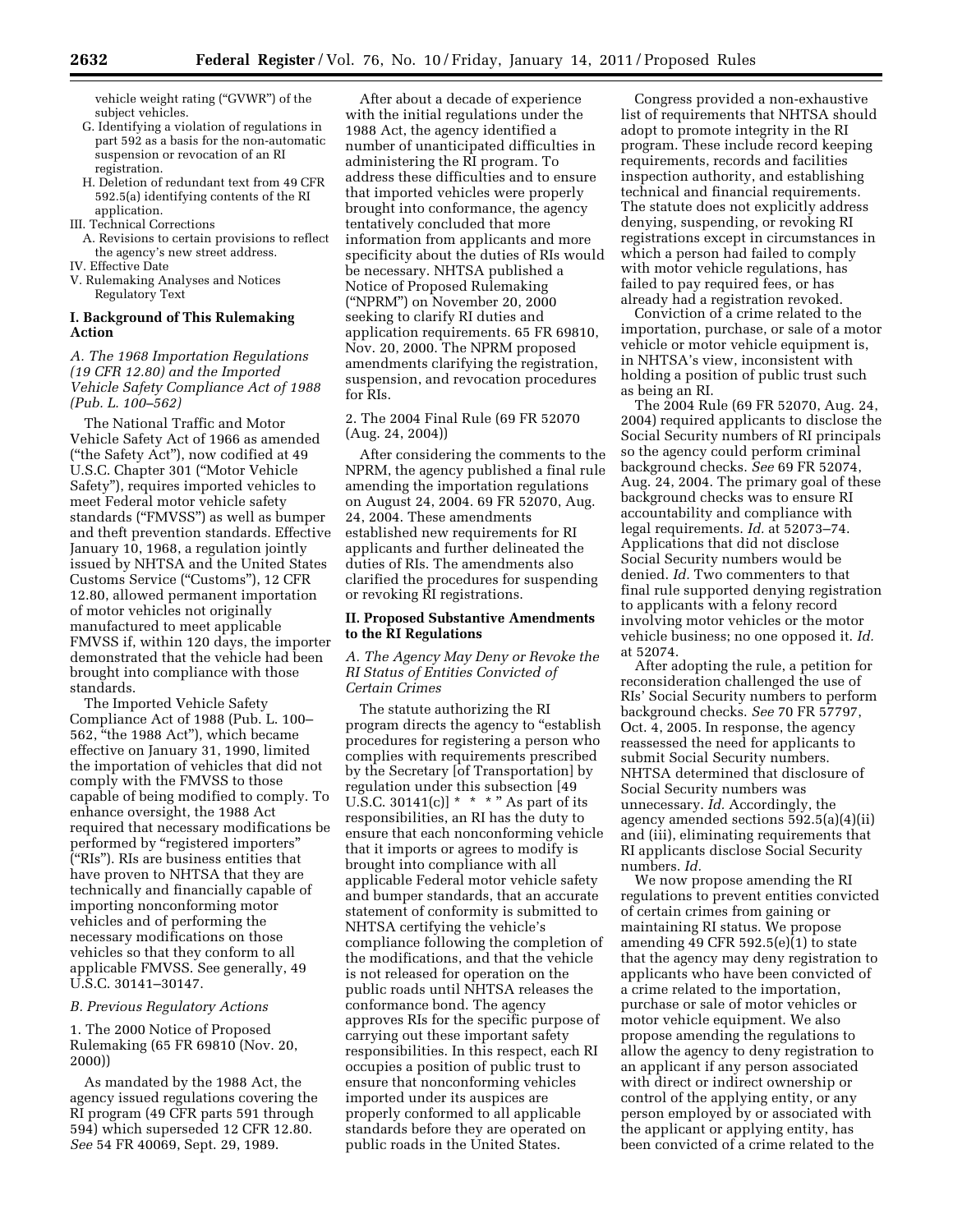vehicle weight rating ("GVWR") of the subject vehicles.

G. Identifying a violation of regulations in part 592 as a basis for the non-automatic suspension or revocation of an RI registration.

H. Deletion of redundant text from 49 CFR 592.5(a) identifying contents of the RI application.

III. Technical Corrections

A. Revisions to certain provisions to reflect the agency's new street address.

IV. Effective Date

V. Rulemaking Analyses and Notices Regulatory Text

## I. Background of This Rulemaking Action

### *A. The 1968 Importation Regulations (19 CFR 12.80) and the Imported Vehicle Safety Compliance Act of 1988 (Pub. L. 100–562)*

The National Traffic and Motor Vehicle Safety Act of 1966 as amended ("the Safety Act"), now codified at 49 U.S.C. Chapter 301 ("Motor Vehicle Safety"), requires imported vehicles to meet Federal motor vehicle safety standards ("FMVSS") as well as bumper and theft prevention standards. Effective January 10, 1968, a regulation jointly issued by NHTSA and the United States Customs Service ("Customs"), 12 CFR 12.80, allowed permanent importation of motor vehicles not originally manufactured to meet applicable FMVSS if, within 120 days, the importer demonstrated that the vehicle had been brought into compliance with those standards.

The Imported Vehicle Safety Compliance Act of 1988 (Pub. L. 100–562, "the 1988 Act"), which became effective on January 31, 1990, limited the importation of vehicles that did not comply with the FMVSS to those capable of being modified to comply. To enhance oversight, the 1988 Act required that necessary modifications be performed by "registered importers" ("RIs"). RIs are business entities that have proven to NHTSA that they are technically and financially capable of importing nonconforming motor vehicles and of performing the necessary modifications on those vehicles so that they conform to all applicable FMVSS. See generally, 49 U.S.C. 30141–30147.

### *B. Previous Regulatory Actions*

1. The 2000 Notice of Proposed Rulemaking (65 FR 69810 (Nov. 20, 2000))

As mandated by the 1988 Act, the agency issued regulations covering the RI program (49 CFR parts 591 through 594) which superseded 12 CFR 12.80. *See* 54 FR 40069, Sept. 29, 1989.

After about a decade of experience with the initial regulations under the 1988 Act, the agency identified a number of unanticipated difficulties in administering the RI program. To address these difficulties and to ensure that imported vehicles were properly brought into conformance, the agency tentatively concluded that more information from applicants and more specificity about the duties of RIs would be necessary. NHTSA published a Notice of Proposed Rulemaking ("NPRM") on November 20, 2000 seeking to clarify RI duties and application requirements. 65 FR 69810, Nov. 20, 2000. The NPRM proposed amendments clarifying the registration, suspension, and revocation procedures for RIs.

2. The 2004 Final Rule (69 FR 52070 (Aug. 24, 2004))

After considering the comments to the NPRM, the agency published a final rule amending the importation regulations on August 24, 2004. 69 FR 52070, Aug. 24, 2004. These amendments established new requirements for RI applicants and further delineated the duties of RIs. The amendments also clarified the procedures for suspending or revoking RI registrations.

## II. Proposed Substantive Amendments to the RI Regulations

### *A. The Agency May Deny or Revoke the RI Status of Entities Convicted of Certain Crimes*

The statute authorizing the RI program directs the agency to "establish procedures for registering a person who complies with requirements prescribed by the Secretary [of Transportation] by regulation under this subsection [49 U.S.C. 30141(c)] * * * " As part of its responsibilities, an RI has the duty to ensure that each nonconforming vehicle that it imports or agrees to modify is brought into compliance with all applicable Federal motor vehicle safety and bumper standards, that an accurate statement of conformity is submitted to NHTSA certifying the vehicle's compliance following the completion of the modifications, and that the vehicle is not released for operation on the public roads until NHTSA releases the conformance bond. The agency approves RIs for the specific purpose of carrying out these important safety responsibilities. In this respect, each RI occupies a position of public trust to ensure that nonconforming vehicles imported under its auspices are properly conformed to all applicable standards before they are operated on public roads in the United States.

Congress provided a non-exhaustive list of requirements that NHTSA should adopt to promote integrity in the RI program. These include record keeping requirements, records and facilities inspection authority, and establishing technical and financial requirements. The statute does not explicitly address denying, suspending, or revoking RI registrations except in circumstances in which a person had failed to comply with motor vehicle regulations, has failed to pay required fees, or has already had a registration revoked.

Conviction of a crime related to the importation, purchase, or sale of a motor vehicle or motor vehicle equipment is, in NHTSA's view, inconsistent with holding a position of public trust such as being an RI.

The 2004 Rule (69 FR 52070, Aug. 24, 2004) required applicants to disclose the Social Security numbers of RI principals so the agency could perform criminal background checks. *See* 69 FR 52074, Aug. 24, 2004. The primary goal of these background checks was to ensure RI accountability and compliance with legal requirements. *Id.* at 52073–74. Applications that did not disclose Social Security numbers would be denied. *Id.* Two commenters to that final rule supported denying registration to applicants with a felony record involving motor vehicles or the motor vehicle business; no one opposed it. *Id.* at 52074.

After adopting the rule, a petition for reconsideration challenged the use of RIs' Social Security numbers to perform background checks. *See* 70 FR 57797, Oct. 4, 2005. In response, the agency reassessed the need for applicants to submit Social Security numbers. NHTSA determined that disclosure of Social Security numbers was unnecessary. *Id.* Accordingly, the agency amended sections 592.5(a)(4)(ii) and (iii), eliminating requirements that RI applicants disclose Social Security numbers. *Id.*

We now propose amending the RI regulations to prevent entities convicted of certain crimes from gaining or maintaining RI status. We propose amending 49 CFR 592.5(e)(1) to state that the agency may deny registration to applicants who have been convicted of a crime related to the importation, purchase or sale of motor vehicles or motor vehicle equipment. We also propose amending the regulations to allow the agency to deny registration to an applicant if any person associated with direct or indirect ownership or control of the applying entity, or any person employed by or associated with the applicant or applying entity, has been convicted of a crime related to the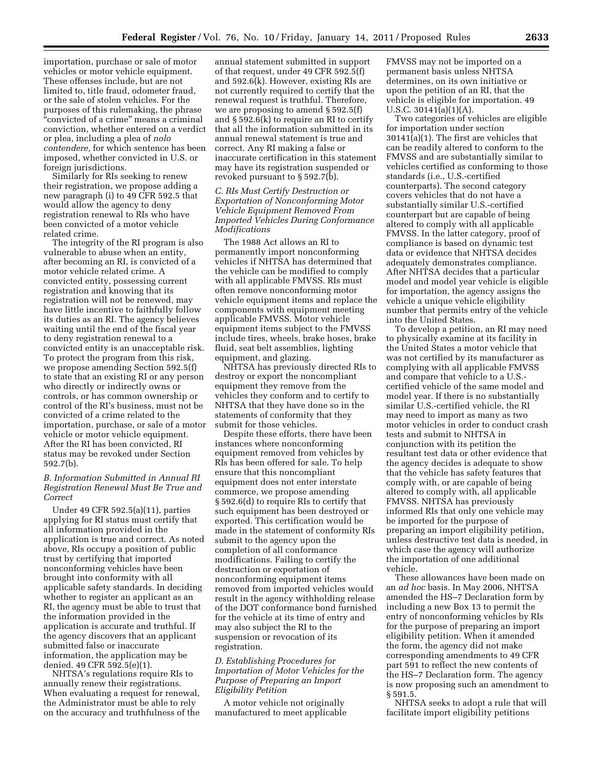importation, purchase or sale of motor vehicles or motor vehicle equipment. These offenses include, but are not limited to, title fraud, odometer fraud, or the sale of stolen vehicles. For the purposes of this rulemaking, the phrase "convicted of a crime" means a criminal conviction, whether entered on a verdict or plea, including a plea of *nolo contendere,* for which sentence has been imposed, whether convicted in U.S. or foreign jurisdictions.

Similarly for RIs seeking to renew their registration, we propose adding a new paragraph (i) to 49 CFR 592.5 that would allow the agency to deny registration renewal to RIs who have been convicted of a motor vehicle related crime.

The integrity of the RI program is also vulnerable to abuse when an entity, after becoming an RI, is convicted of a motor vehicle related crime. A convicted entity, possessing current registration and knowing that its registration will not be renewed, may have little incentive to faithfully follow its duties as an RI. The agency believes waiting until the end of the fiscal year to deny registration renewal to a convicted entity is an unacceptable risk. To protect the program from this risk, we propose amending Section 592.5(f) to state that an existing RI or any person who directly or indirectly owns or controls, or has common ownership or control of the RI's business, must not be convicted of a crime related to the importation, purchase, or sale of a motor vehicle or motor vehicle equipment. After the RI has been convicted, RI status may be revoked under Section 592.7(b).

### *B. Information Submitted in Annual RI Registration Renewal Must Be True and Correct*

Under 49 CFR 592.5(a)(11), parties applying for RI status must certify that all information provided in the application is true and correct. As noted above, RIs occupy a position of public trust by certifying that imported nonconforming vehicles have been brought into conformity with all applicable safety standards. In deciding whether to register an applicant as an RI, the agency must be able to trust that the information provided in the application is accurate and truthful. If the agency discovers that an applicant submitted false or inaccurate information, the application may be denied. 49 CFR 592.5(e)(1).

NHTSA's regulations require RIs to annually renew their registrations. When evaluating a request for renewal, the Administrator must be able to rely on the accuracy and truthfulness of the annual statement submitted in support of that request, under 49 CFR 592.5(f) and 592.6(k). However, existing RIs are not currently required to certify that the renewal request is truthful. Therefore, we are proposing to amend § 592.5(f) and § 592.6(k) to require an RI to certify that all the information submitted in its annual renewal statement is true and correct. Any RI making a false or inaccurate certification in this statement may have its registration suspended or revoked pursuant to § 592.7(b).

### *C. RIs Must Certify Destruction or Exportation of Nonconforming Motor Vehicle Equipment Removed From Imported Vehicles During Conformance Modifications*

The 1988 Act allows an RI to permanently import nonconforming vehicles if NHTSA has determined that the vehicle can be modified to comply with all applicable FMVSS. RIs must often remove nonconforming motor vehicle equipment items and replace the components with equipment meeting applicable FMVSS. Motor vehicle equipment items subject to the FMVSS include tires, wheels, brake hoses, brake fluid, seat belt assemblies, lighting equipment, and glazing.

NHTSA has previously directed RIs to destroy or export the noncompliant equipment they remove from the vehicles they conform and to certify to NHTSA that they have done so in the statements of conformity that they submit for those vehicles.

Despite these efforts, there have been instances where nonconforming equipment removed from vehicles by RIs has been offered for sale. To help ensure that this noncompliant equipment does not enter interstate commerce, we propose amending § 592.6(d) to require RIs to certify that such equipment has been destroyed or exported. This certification would be made in the statement of conformity RIs submit to the agency upon the completion of all conformance modifications. Failing to certify the destruction or exportation of nonconforming equipment items removed from imported vehicles would result in the agency withholding release of the DOT conformance bond furnished for the vehicle at its time of entry and may also subject the RI to the suspension or revocation of its registration.

### *D. Establishing Procedures for Importation of Motor Vehicles for the Purpose of Preparing an Import Eligibility Petition*

A motor vehicle not originally manufactured to meet applicable FMVSS may not be imported on a permanent basis unless NHTSA determines, on its own initiative or upon the petition of an RI, that the vehicle is eligible for importation. 49 U.S.C. 30141(a)(1)(A).

Two categories of vehicles are eligible for importation under section 30141(a)(1). The first are vehicles that can be readily altered to conform to the FMVSS and are substantially similar to vehicles certified as conforming to those standards (i.e., U.S.-certified counterparts). The second category covers vehicles that do not have a substantially similar U.S.-certified counterpart but are capable of being altered to comply with all applicable FMVSS. In the latter category, proof of compliance is based on dynamic test data or evidence that NHTSA decides adequately demonstrates compliance. After NHTSA decides that a particular model and model year vehicle is eligible for importation, the agency assigns the vehicle a unique vehicle eligibility number that permits entry of the vehicle into the United States.

To develop a petition, an RI may need to physically examine at its facility in the United States a motor vehicle that was not certified by its manufacturer as complying with all applicable FMVSS and compare that vehicle to a U.S.-certified vehicle of the same model and model year. If there is no substantially similar U.S.-certified vehicle, the RI may need to import as many as two motor vehicles in order to conduct crash tests and submit to NHTSA in conjunction with its petition the resultant test data or other evidence that the agency decides is adequate to show that the vehicle has safety features that comply with, or are capable of being altered to comply with, all applicable FMVSS. NHTSA has previously informed RIs that only one vehicle may be imported for the purpose of preparing an import eligibility petition, unless destructive test data is needed, in which case the agency will authorize the importation of one additional vehicle.

These allowances have been made on an *ad hoc* basis. In May 2006, NHTSA amended the HS–7 Declaration form by including a new Box 13 to permit the entry of nonconforming vehicles by RIs for the purpose of preparing an import eligibility petition. When it amended the form, the agency did not make corresponding amendments to 49 CFR part 591 to reflect the new contents of the HS–7 Declaration form. The agency is now proposing such an amendment to § 591.5.

NHTSA seeks to adopt a rule that will facilitate import eligibility petitions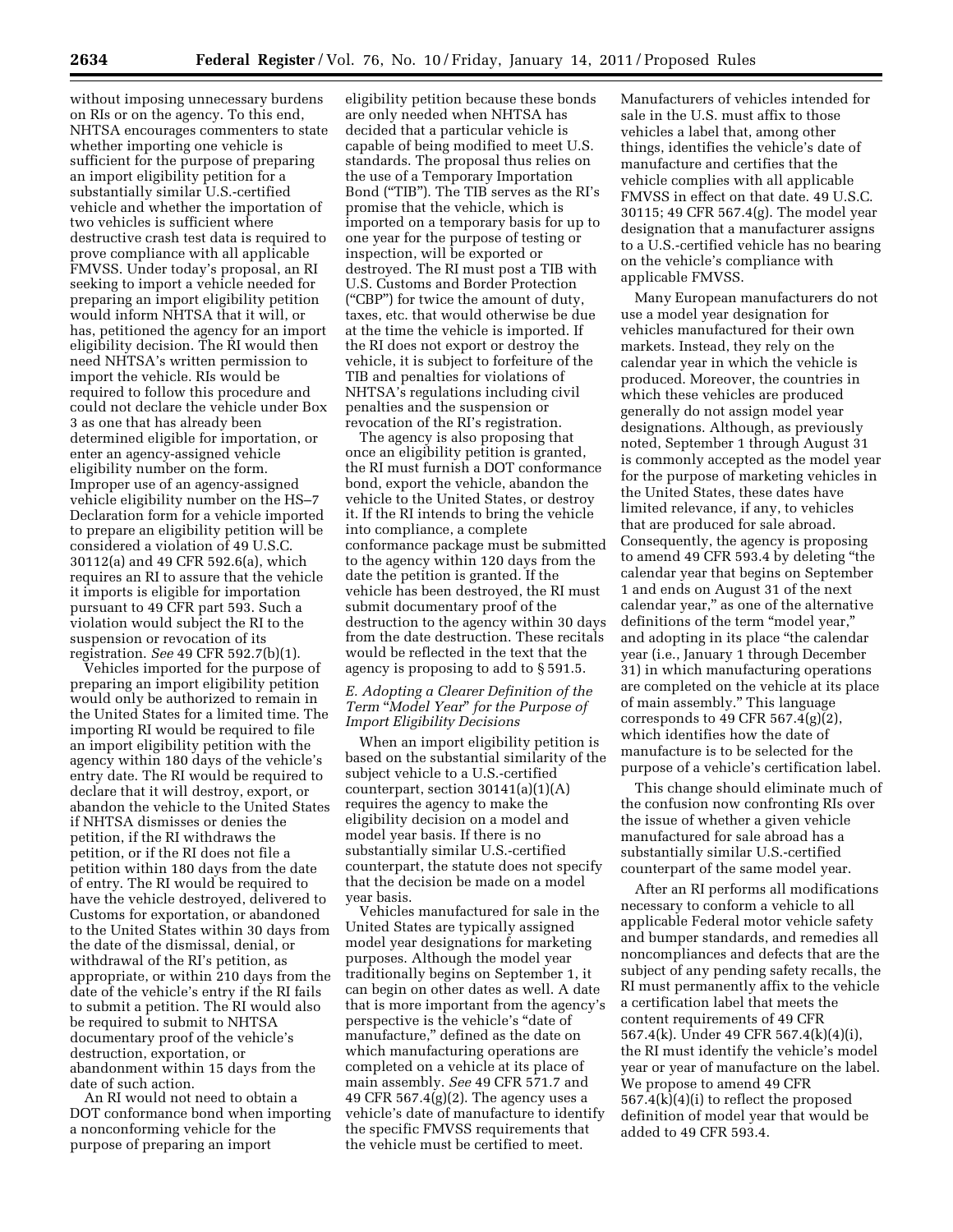without imposing unnecessary burdens on RIs or on the agency. To this end, NHTSA encourages commenters to state whether importing one vehicle is sufficient for the purpose of preparing an import eligibility petition for a substantially similar U.S.-certified vehicle and whether the importation of two vehicles is sufficient where destructive crash test data is required to prove compliance with all applicable FMVSS. Under today's proposal, an RI seeking to import a vehicle needed for preparing an import eligibility petition would inform NHTSA that it will, or has, petitioned the agency for an import eligibility decision. The RI would then need NHTSA's written permission to import the vehicle. RIs would be required to follow this procedure and could not declare the vehicle under Box 3 as one that has already been determined eligible for importation, or enter an agency-assigned vehicle eligibility number on the form. Improper use of an agency-assigned vehicle eligibility number on the HS–7 Declaration form for a vehicle imported to prepare an eligibility petition will be considered a violation of 49 U.S.C. 30112(a) and 49 CFR 592.6(a), which requires an RI to assure that the vehicle it imports is eligible for importation pursuant to 49 CFR part 593. Such a violation would subject the RI to the suspension or revocation of its registration. *See* 49 CFR 592.7(b)(1).

Vehicles imported for the purpose of preparing an import eligibility petition would only be authorized to remain in the United States for a limited time. The importing RI would be required to file an import eligibility petition with the agency within 180 days of the vehicle's entry date. The RI would be required to declare that it will destroy, export, or abandon the vehicle to the United States if NHTSA dismisses or denies the petition, if the RI withdraws the petition, or if the RI does not file a petition within 180 days from the date of entry. The RI would be required to have the vehicle destroyed, delivered to Customs for exportation, or abandoned to the United States within 30 days from the date of the dismissal, denial, or withdrawal of the RI's petition, as appropriate, or within 210 days from the date of the vehicle's entry if the RI fails to submit a petition. The RI would also be required to submit to NHTSA documentary proof of the vehicle's destruction, exportation, or abandonment within 15 days from the date of such action.

An RI would not need to obtain a DOT conformance bond when importing a nonconforming vehicle for the purpose of preparing an import eligibility petition because these bonds are only needed when NHTSA has decided that a particular vehicle is capable of being modified to meet U.S. standards. The proposal thus relies on the use of a Temporary Importation Bond ("TIB"). The TIB serves as the RI's promise that the vehicle, which is imported on a temporary basis for up to one year for the purpose of testing or inspection, will be exported or destroyed. The RI must post a TIB with U.S. Customs and Border Protection ("CBP") for twice the amount of duty, taxes, etc. that would otherwise be due at the time the vehicle is imported. If the RI does not export or destroy the vehicle, it is subject to forfeiture of the TIB and penalties for violations of NHTSA's regulations including civil penalties and the suspension or revocation of the RI's registration.

The agency is also proposing that once an eligibility petition is granted, the RI must furnish a DOT conformance bond, export the vehicle, abandon the vehicle to the United States, or destroy it. If the RI intends to bring the vehicle into compliance, a complete conformance package must be submitted to the agency within 120 days from the date the petition is granted. If the vehicle has been destroyed, the RI must submit documentary proof of the destruction to the agency within 30 days from the date destruction. These recitals would be reflected in the text that the agency is proposing to add to § 591.5.

### *E. Adopting a Clearer Definition of the Term "Model Year" for the Purpose of Import Eligibility Decisions*

When an import eligibility petition is based on the substantial similarity of the subject vehicle to a U.S.-certified counterpart, section 30141(a)(1)(A) requires the agency to make the eligibility decision on a model and model year basis. If there is no substantially similar U.S.-certified counterpart, the statute does not specify that the decision be made on a model year basis.

Vehicles manufactured for sale in the United States are typically assigned model year designations for marketing purposes. Although the model year traditionally begins on September 1, it can begin on other dates as well. A date that is more important from the agency's perspective is the vehicle's "date of manufacture," defined as the date on which manufacturing operations are completed on a vehicle at its place of main assembly. *See* 49 CFR 571.7 and 49 CFR 567.4(g)(2). The agency uses a vehicle's date of manufacture to identify the specific FMVSS requirements that the vehicle must be certified to meet. Manufacturers of vehicles intended for sale in the U.S. must affix to those vehicles a label that, among other things, identifies the vehicle's date of manufacture and certifies that the vehicle complies with all applicable FMVSS in effect on that date. 49 U.S.C. 30115; 49 CFR 567.4(g). The model year designation that a manufacturer assigns to a U.S.-certified vehicle has no bearing on the vehicle's compliance with applicable FMVSS.

Many European manufacturers do not use a model year designation for vehicles manufactured for their own markets. Instead, they rely on the calendar year in which the vehicle is produced. Moreover, the countries in which these vehicles are produced generally do not assign model year designations. Although, as previously noted, September 1 through August 31 is commonly accepted as the model year for the purpose of marketing vehicles in the United States, these dates have limited relevance, if any, to vehicles that are produced for sale abroad. Consequently, the agency is proposing to amend 49 CFR 593.4 by deleting "the calendar year that begins on September 1 and ends on August 31 of the next calendar year," as one of the alternative definitions of the term "model year," and adopting in its place "the calendar year (i.e., January 1 through December 31) in which manufacturing operations are completed on the vehicle at its place of main assembly." This language corresponds to 49 CFR 567.4(g)(2), which identifies how the date of manufacture is to be selected for the purpose of a vehicle's certification label.

This change should eliminate much of the confusion now confronting RIs over the issue of whether a given vehicle manufactured for sale abroad has a substantially similar U.S.-certified counterpart of the same model year.

After an RI performs all modifications necessary to conform a vehicle to all applicable Federal motor vehicle safety and bumper standards, and remedies all noncompliances and defects that are the subject of any pending safety recalls, the RI must permanently affix to the vehicle a certification label that meets the content requirements of 49 CFR 567.4(k). Under 49 CFR 567.4(k)(4)(i), the RI must identify the vehicle's model year or year of manufacture on the label. We propose to amend 49 CFR 567.4(k)(4)(i) to reflect the proposed definition of model year that would be added to 49 CFR 593.4.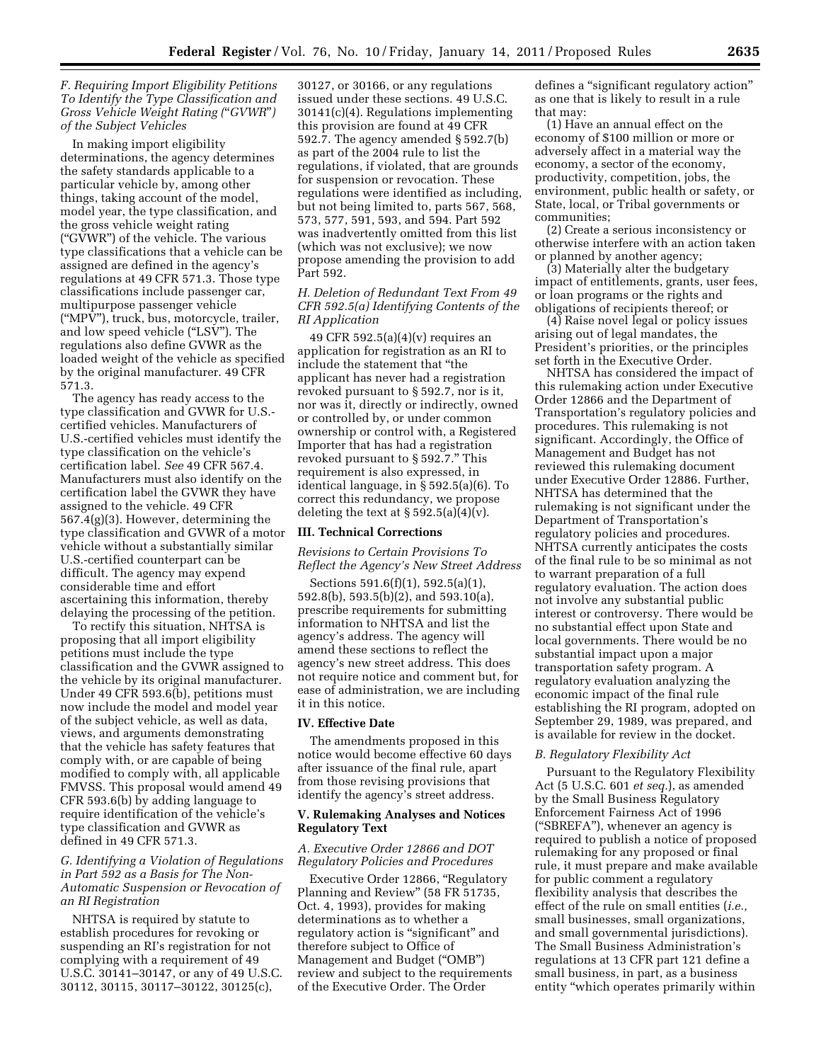### F. Requiring Import Eligibility Petitions To Identify the Type Classification and Gross Vehicle Weight Rating ("GVWR") of the Subject Vehicles

In making import eligibility determinations, the agency determines the safety standards applicable to a particular vehicle by, among other things, taking account of the model, model year, the type classification, and the gross vehicle weight rating ("GVWR") of the vehicle. The various type classifications that a vehicle can be assigned are defined in the agency's regulations at 49 CFR 571.3. Those type classifications include passenger car, multipurpose passenger vehicle ("MPV"), truck, bus, motorcycle, trailer, and low speed vehicle ("LSV"). The regulations also define GVWR as the loaded weight of the vehicle as specified by the original manufacturer. 49 CFR 571.3.

The agency has ready access to the type classification and GVWR for U.S.-certified vehicles. Manufacturers of U.S.-certified vehicles must identify the type classification on the vehicle's certification label. *See* 49 CFR 567.4. Manufacturers must also identify on the certification label the GVWR they have assigned to the vehicle. 49 CFR 567.4(g)(3). However, determining the type classification and GVWR of a motor vehicle without a substantially similar U.S.-certified counterpart can be difficult. The agency may expend considerable time and effort ascertaining this information, thereby delaying the processing of the petition.

To rectify this situation, NHTSA is proposing that all import eligibility petitions must include the type classification and the GVWR assigned to the vehicle by its original manufacturer. Under 49 CFR 593.6(b), petitions must now include the model and model year of the subject vehicle, as well as data, views, and arguments demonstrating that the vehicle has safety features that comply with, or are capable of being modified to comply with, all applicable FMVSS. This proposal would amend 49 CFR 593.6(b) by adding language to require identification of the vehicle's type classification and GVWR as defined in 49 CFR 571.3.

### G. Identifying a Violation of Regulations in Part 592 as a Basis for The Non-Automatic Suspension or Revocation of an RI Registration

NHTSA is required by statute to establish procedures for revoking or suspending an RI's registration for not complying with a requirement of 49 U.S.C. 30141–30147, or any of 49 U.S.C. 30112, 30115, 30117–30122, 30125(c), 30127, or 30166, or any regulations issued under these sections. 49 U.S.C. 30141(c)(4). Regulations implementing this provision are found at 49 CFR 592.7. The agency amended § 592.7(b) as part of the 2004 rule to list the regulations, if violated, that are grounds for suspension or revocation. These regulations were identified as including, but not being limited to, parts 567, 568, 573, 577, 591, 593, and 594. Part 592 was inadvertently omitted from this list (which was not exclusive); we now propose amending the provision to add Part 592.

### H. Deletion of Redundant Text From 49 CFR 592.5(a) Identifying Contents of the RI Application

49 CFR 592.5(a)(4)(v) requires an application for registration as an RI to include the statement that "the applicant has never had a registration revoked pursuant to § 592.7, nor is it, nor was it, directly or indirectly, owned or controlled by, or under common ownership or control with, a Registered Importer that has had a registration revoked pursuant to § 592.7." This requirement is also expressed, in identical language, in § 592.5(a)(6). To correct this redundancy, we propose deleting the text at § 592.5(a)(4)(v).

## III. Technical Corrections

### Revisions to Certain Provisions To Reflect the Agency's New Street Address

Sections 591.6(f)(1), 592.5(a)(1), 592.8(b), 593.5(b)(2), and 593.10(a), prescribe requirements for submitting information to NHTSA and list the agency's address. The agency will amend these sections to reflect the agency's new street address. This does not require notice and comment but, for ease of administration, we are including it in this notice.

## IV. Effective Date

The amendments proposed in this notice would become effective 60 days after issuance of the final rule, apart from those revising provisions that identify the agency's street address.

## V. Rulemaking Analyses and Notices Regulatory Text

### A. Executive Order 12866 and DOT Regulatory Policies and Procedures

Executive Order 12866, "Regulatory Planning and Review" (58 FR 51735, Oct. 4, 1993), provides for making determinations as to whether a regulatory action is "significant" and therefore subject to Office of Management and Budget ("OMB") review and subject to the requirements of the Executive Order. The Order defines a "significant regulatory action" as one that is likely to result in a rule that may:

(1) Have an annual effect on the economy of $100 million or more or adversely affect in a material way the economy, a sector of the economy, productivity, competition, jobs, the environment, public health or safety, or State, local, or Tribal governments or communities;

(2) Create a serious inconsistency or otherwise interfere with an action taken or planned by another agency;

(3) Materially alter the budgetary impact of entitlements, grants, user fees, or loan programs or the rights and obligations of recipients thereof; or

(4) Raise novel legal or policy issues arising out of legal mandates, the President's priorities, or the principles set forth in the Executive Order.

NHTSA has considered the impact of this rulemaking action under Executive Order 12866 and the Department of Transportation's regulatory policies and procedures. This rulemaking is not significant. Accordingly, the Office of Management and Budget has not reviewed this rulemaking document under Executive Order 12886. Further, NHTSA has determined that the rulemaking is not significant under the Department of Transportation's regulatory policies and procedures. NHTSA currently anticipates the costs of the final rule to be so minimal as not to warrant preparation of a full regulatory evaluation. The action does not involve any substantial public interest or controversy. There would be no substantial effect upon State and local governments. There would be no substantial impact upon a major transportation safety program. A regulatory evaluation analyzing the economic impact of the final rule establishing the RI program, adopted on September 29, 1989, was prepared, and is available for review in the docket.

### B. Regulatory Flexibility Act

Pursuant to the Regulatory Flexibility Act (5 U.S.C. 601 *et seq.*), as amended by the Small Business Regulatory Enforcement Fairness Act of 1996 ("SBREFA"), whenever an agency is required to publish a notice of proposed rulemaking for any proposed or final rule, it must prepare and make available for public comment a regulatory flexibility analysis that describes the effect of the rule on small entities (*i.e.,* small businesses, small organizations, and small governmental jurisdictions). The Small Business Administration's regulations at 13 CFR part 121 define a small business, in part, as a business entity "which operates primarily within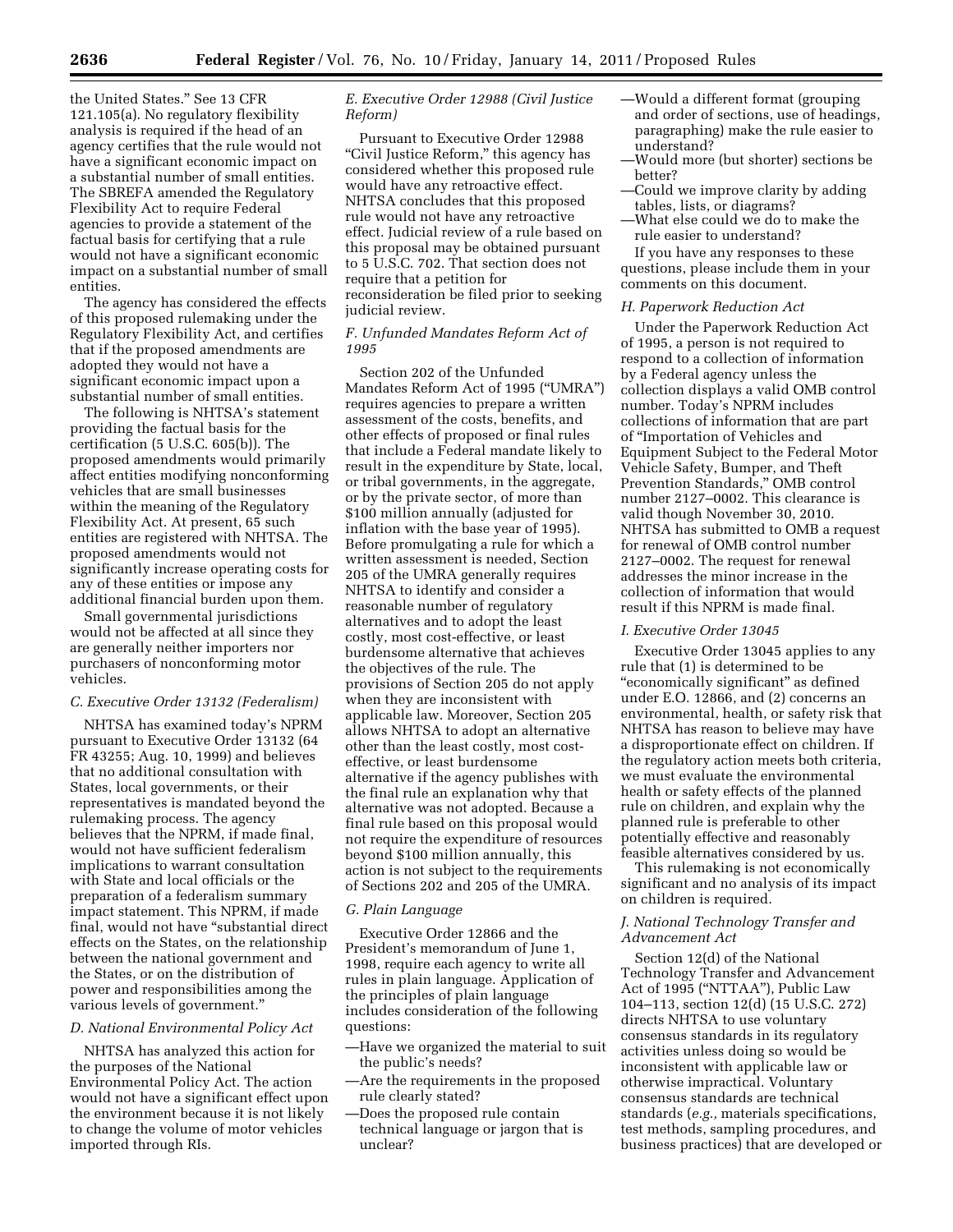the United States." See 13 CFR 121.105(a). No regulatory flexibility analysis is required if the head of an agency certifies that the rule would not have a significant economic impact on a substantial number of small entities. The SBREFA amended the Regulatory Flexibility Act to require Federal agencies to provide a statement of the factual basis for certifying that a rule would not have a significant economic impact on a substantial number of small entities.

The agency has considered the effects of this proposed rulemaking under the Regulatory Flexibility Act, and certifies that if the proposed amendments are adopted they would not have a significant economic impact upon a substantial number of small entities.

The following is NHTSA's statement providing the factual basis for the certification (5 U.S.C. 605(b)). The proposed amendments would primarily affect entities modifying nonconforming vehicles that are small businesses within the meaning of the Regulatory Flexibility Act. At present, 65 such entities are registered with NHTSA. The proposed amendments would not significantly increase operating costs for any of these entities or impose any additional financial burden upon them.

Small governmental jurisdictions would not be affected at all since they are generally neither importers nor purchasers of nonconforming motor vehicles.

### C. Executive Order 13132 (Federalism)

NHTSA has examined today's NPRM pursuant to Executive Order 13132 (64 FR 43255; Aug. 10, 1999) and believes that no additional consultation with States, local governments, or their representatives is mandated beyond the rulemaking process. The agency believes that the NPRM, if made final, would not have sufficient federalism implications to warrant consultation with State and local officials or the preparation of a federalism summary impact statement. This NPRM, if made final, would not have "substantial direct effects on the States, on the relationship between the national government and the States, or on the distribution of power and responsibilities among the various levels of government."

### D. National Environmental Policy Act

NHTSA has analyzed this action for the purposes of the National Environmental Policy Act. The action would not have a significant effect upon the environment because it is not likely to change the volume of motor vehicles imported through RIs.

### E. Executive Order 12988 (Civil Justice Reform)

Pursuant to Executive Order 12988 "Civil Justice Reform," this agency has considered whether this proposed rule would have any retroactive effect. NHTSA concludes that this proposed rule would not have any retroactive effect. Judicial review of a rule based on this proposal may be obtained pursuant to 5 U.S.C. 702. That section does not require that a petition for reconsideration be filed prior to seeking judicial review.

### F. Unfunded Mandates Reform Act of 1995

Section 202 of the Unfunded Mandates Reform Act of 1995 ("UMRA") requires agencies to prepare a written assessment of the costs, benefits, and other effects of proposed or final rules that include a Federal mandate likely to result in the expenditure by State, local, or tribal governments, in the aggregate, or by the private sector, of more than $100 million annually (adjusted for inflation with the base year of 1995). Before promulgating a rule for which a written assessment is needed, Section 205 of the UMRA generally requires NHTSA to identify and consider a reasonable number of regulatory alternatives and to adopt the least costly, most cost-effective, or least burdensome alternative that achieves the objectives of the rule. The provisions of Section 205 do not apply when they are inconsistent with applicable law. Moreover, Section 205 allows NHTSA to adopt an alternative other than the least costly, most cost-effective, or least burdensome alternative if the agency publishes with the final rule an explanation why that alternative was not adopted. Because a final rule based on this proposal would not require the expenditure of resources beyond $100 million annually, this action is not subject to the requirements of Sections 202 and 205 of the UMRA.

### G. Plain Language

Executive Order 12866 and the President's memorandum of June 1, 1998, require each agency to write all rules in plain language. Application of the principles of plain language includes consideration of the following questions:

—Have we organized the material to suit the public's needs?
—Are the requirements in the proposed rule clearly stated?
—Does the proposed rule contain technical language or jargon that is unclear?
—Would a different format (grouping and order of sections, use of headings, paragraphing) make the rule easier to understand?
—Would more (but shorter) sections be better?
—Could we improve clarity by adding tables, lists, or diagrams?
—What else could we do to make the rule easier to understand?

If you have any responses to these questions, please include them in your comments on this document.

### H. Paperwork Reduction Act

Under the Paperwork Reduction Act of 1995, a person is not required to respond to a collection of information by a Federal agency unless the collection displays a valid OMB control number. Today's NPRM includes collections of information that are part of "Importation of Vehicles and Equipment Subject to the Federal Motor Vehicle Safety, Bumper, and Theft Prevention Standards," OMB control number 2127–0002. This clearance is valid though November 30, 2010. NHTSA has submitted to OMB a request for renewal of OMB control number 2127–0002. The request for renewal addresses the minor increase in the collection of information that would result if this NPRM is made final.

### I. Executive Order 13045

Executive Order 13045 applies to any rule that (1) is determined to be "economically significant" as defined under E.O. 12866, and (2) concerns an environmental, health, or safety risk that NHTSA has reason to believe may have a disproportionate effect on children. If the regulatory action meets both criteria, we must evaluate the environmental health or safety effects of the planned rule on children, and explain why the planned rule is preferable to other potentially effective and reasonably feasible alternatives considered by us.

This rulemaking is not economically significant and no analysis of its impact on children is required.

### J. National Technology Transfer and Advancement Act

Section 12(d) of the National Technology Transfer and Advancement Act of 1995 ("NTTAA"), Public Law 104–113, section 12(d) (15 U.S.C. 272) directs NHTSA to use voluntary consensus standards in its regulatory activities unless doing so would be inconsistent with applicable law or otherwise impractical. Voluntary consensus standards are technical standards (*e.g.,* materials specifications, test methods, sampling procedures, and business practices) that are developed or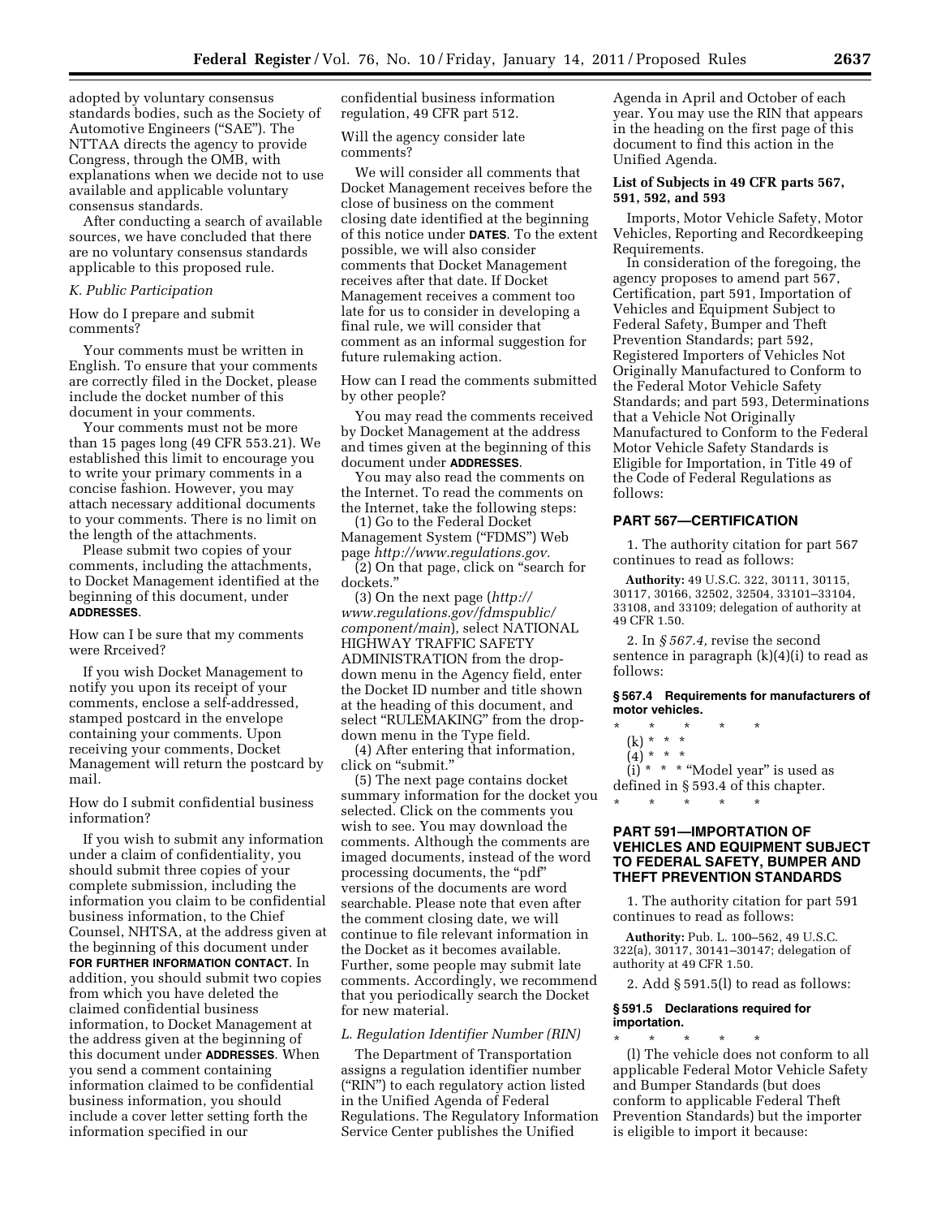adopted by voluntary consensus standards bodies, such as the Society of Automotive Engineers ("SAE"). The NTTAA directs the agency to provide Congress, through the OMB, with explanations when we decide not to use available and applicable voluntary consensus standards.

After conducting a search of available sources, we have concluded that there are no voluntary consensus standards applicable to this proposed rule.

*K. Public Participation*

How do I prepare and submit comments?

Your comments must be written in English. To ensure that your comments are correctly filed in the Docket, please include the docket number of this document in your comments.

Your comments must not be more than 15 pages long (49 CFR 553.21). We established this limit to encourage you to write your primary comments in a concise fashion. However, you may attach necessary additional documents to your comments. There is no limit on the length of the attachments.

Please submit two copies of your comments, including the attachments, to Docket Management identified at the beginning of this document, under **ADDRESSES**.

How can I be sure that my comments were Rrceived?

If you wish Docket Management to notify you upon its receipt of your comments, enclose a self-addressed, stamped postcard in the envelope containing your comments. Upon receiving your comments, Docket Management will return the postcard by mail.

How do I submit confidential business information?

If you wish to submit any information under a claim of confidentiality, you should submit three copies of your complete submission, including the information you claim to be confidential business information, to the Chief Counsel, NHTSA, at the address given at the beginning of this document under **FOR FURTHER INFORMATION CONTACT**. In addition, you should submit two copies from which you have deleted the claimed confidential business information, to Docket Management at the address given at the beginning of this document under **ADDRESSES**. When you send a comment containing information claimed to be confidential business information, you should include a cover letter setting forth the information specified in our confidential business information regulation, 49 CFR part 512.

Will the agency consider late comments?

We will consider all comments that Docket Management receives before the close of business on the comment closing date identified at the beginning of this notice under **DATES**. To the extent possible, we will also consider comments that Docket Management receives after that date. If Docket Management receives a comment too late for us to consider in developing a final rule, we will consider that comment as an informal suggestion for future rulemaking action.

How can I read the comments submitted by other people?

You may read the comments received by Docket Management at the address and times given at the beginning of this document under **ADDRESSES**.

You may also read the comments on the Internet. To read the comments on the Internet, take the following steps:

(1) Go to the Federal Docket Management System ("FDMS") Web page *http://www.regulations.gov.*

(2) On that page, click on "search for dockets."

(3) On the next page (*http://www.regulations.gov/fdmspublic/component/main*), select NATIONAL HIGHWAY TRAFFIC SAFETY ADMINISTRATION from the drop-down menu in the Agency field, enter the Docket ID number and title shown at the heading of this document, and select "RULEMAKING" from the drop-down menu in the Type field.

(4) After entering that information, click on "submit."

(5) The next page contains docket summary information for the docket you selected. Click on the comments you wish to see. You may download the comments. Although the comments are imaged documents, instead of the word processing documents, the "pdf" versions of the documents are word searchable. Please note that even after the comment closing date, we will continue to file relevant information in the Docket as it becomes available. Further, some people may submit late comments. Accordingly, we recommend that you periodically search the Docket for new material.

*L. Regulation Identifier Number (RIN)*

The Department of Transportation assigns a regulation identifier number ("RIN") to each regulatory action listed in the Unified Agenda of Federal Regulations. The Regulatory Information Service Center publishes the Unified Agenda in April and October of each year. You may use the RIN that appears in the heading on the first page of this document to find this action in the Unified Agenda.

**List of Subjects in 49 CFR parts 567, 591, 592, and 593**

Imports, Motor Vehicle Safety, Motor Vehicles, Reporting and Recordkeeping Requirements.

In consideration of the foregoing, the agency proposes to amend part 567, Certification, part 591, Importation of Vehicles and Equipment Subject to Federal Safety, Bumper and Theft Prevention Standards; part 592, Registered Importers of Vehicles Not Originally Manufactured to Conform to the Federal Motor Vehicle Safety Standards; and part 593, Determinations that a Vehicle Not Originally Manufactured to Conform to the Federal Motor Vehicle Safety Standards is Eligible for Importation, in Title 49 of the Code of Federal Regulations as follows:

## PART 567—CERTIFICATION

1. The authority citation for part 567 continues to read as follows:

**Authority:** 49 U.S.C. 322, 30111, 30115, 30117, 30166, 32502, 32504, 33101–33104, 33108, and 33109; delegation of authority at 49 CFR 1.50.

2. In *§ 567.4,* revise the second sentence in paragraph (k)(4)(i) to read as follows:

**§ 567.4 Requirements for manufacturers of motor vehicles.**

\* \* \* \* \*

(k) \* \* \*

(4) \* \* \*

(i) \* \* \* "Model year" is used as defined in § 593.4 of this chapter.

\* \* \* \* \*

## PART 591—IMPORTATION OF VEHICLES AND EQUIPMENT SUBJECT TO FEDERAL SAFETY, BUMPER AND THEFT PREVENTION STANDARDS

1. The authority citation for part 591 continues to read as follows:

**Authority:** Pub. L. 100–562, 49 U.S.C. 322(a), 30117, 30141–30147; delegation of authority at 49 CFR 1.50.

2. Add § 591.5(l) to read as follows:

**§ 591.5 Declarations required for importation.**

\* \* \* \* \*

(l) The vehicle does not conform to all applicable Federal Motor Vehicle Safety and Bumper Standards (but does conform to applicable Federal Theft Prevention Standards) but the importer is eligible to import it because: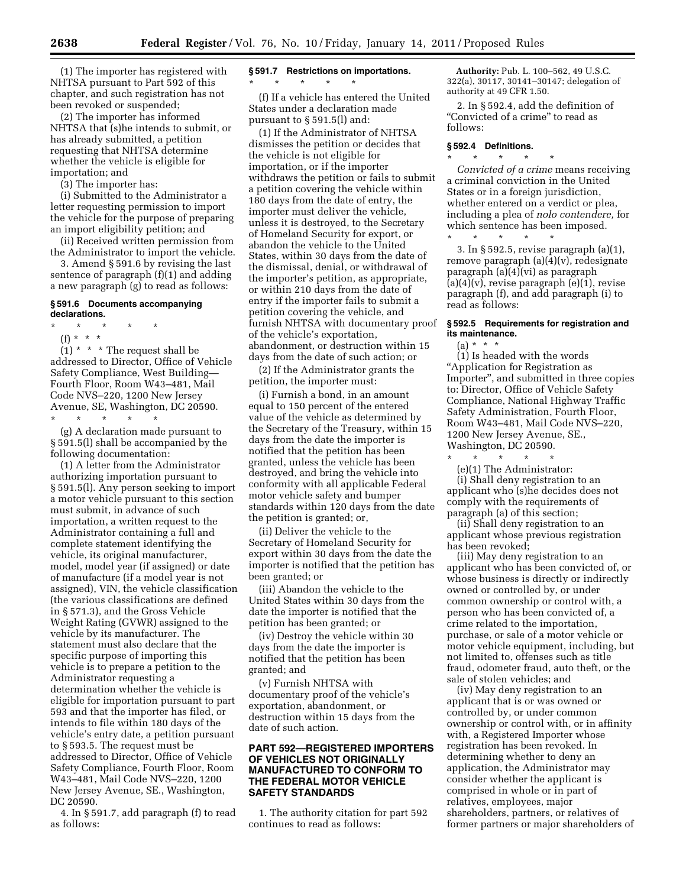(1) The importer has registered with NHTSA pursuant to Part 592 of this chapter, and such registration has not been revoked or suspended;

(2) The importer has informed NHTSA that (s)he intends to submit, or has already submitted, a petition requesting that NHTSA determine whether the vehicle is eligible for importation; and

(3) The importer has:

(i) Submitted to the Administrator a letter requesting permission to import the vehicle for the purpose of preparing an import eligibility petition; and

(ii) Received written permission from the Administrator to import the vehicle.

3. Amend § 591.6 by revising the last sentence of paragraph (f)(1) and adding a new paragraph (g) to read as follows:

### § 591.6 Documents accompanying declarations.

\* \* \* \* \*

(f) \* \* \*

(1) \* \* \* The request shall be addressed to Director, Office of Vehicle Safety Compliance, West Building—Fourth Floor, Room W43–481, Mail Code NVS–220, 1200 New Jersey Avenue, SE, Washington, DC 20590.

\* \* \* \* \*

(g) A declaration made pursuant to § 591.5(l) shall be accompanied by the following documentation:

(1) A letter from the Administrator authorizing importation pursuant to § 591.5(l). Any person seeking to import a motor vehicle pursuant to this section must submit, in advance of such importation, a written request to the Administrator containing a full and complete statement identifying the vehicle, its original manufacturer, model, model year (if assigned) or date of manufacture (if a model year is not assigned), VIN, the vehicle classification (the various classifications are defined in § 571.3), and the Gross Vehicle Weight Rating (GVWR) assigned to the vehicle by its manufacturer. The statement must also declare that the specific purpose of importing this vehicle is to prepare a petition to the Administrator requesting a determination whether the vehicle is eligible for importation pursuant to part 593 and that the importer has filed, or intends to file within 180 days of the vehicle's entry date, a petition pursuant to § 593.5. The request must be addressed to Director, Office of Vehicle Safety Compliance, Fourth Floor, Room W43–481, Mail Code NVS–220, 1200 New Jersey Avenue, SE., Washington, DC 20590.

4. In § 591.7, add paragraph (f) to read as follows:

### § 591.7 Restrictions on importations.

\* \* \* \* \*

(f) If a vehicle has entered the United States under a declaration made pursuant to § 591.5(l) and:

(1) If the Administrator of NHTSA dismisses the petition or decides that the vehicle is not eligible for importation, or if the importer withdraws the petition or fails to submit a petition covering the vehicle within 180 days from the date of entry, the importer must deliver the vehicle, unless it is destroyed, to the Secretary of Homeland Security for export, or abandon the vehicle to the United States, within 30 days from the date of the dismissal, denial, or withdrawal of the importer's petition, as appropriate, or within 210 days from the date of entry if the importer fails to submit a petition covering the vehicle, and furnish NHTSA with documentary proof of the vehicle's exportation, abandonment, or destruction within 15 days from the date of such action; or

(2) If the Administrator grants the petition, the importer must:

(i) Furnish a bond, in an amount equal to 150 percent of the entered value of the vehicle as determined by the Secretary of the Treasury, within 15 days from the date the importer is notified that the petition has been granted, unless the vehicle has been destroyed, and bring the vehicle into conformity with all applicable Federal motor vehicle safety and bumper standards within 120 days from the date the petition is granted; or,

(ii) Deliver the vehicle to the Secretary of Homeland Security for export within 30 days from the date the importer is notified that the petition has been granted; or

(iii) Abandon the vehicle to the United States within 30 days from the date the importer is notified that the petition has been granted; or

(iv) Destroy the vehicle within 30 days from the date the importer is notified that the petition has been granted; and

(v) Furnish NHTSA with documentary proof of the vehicle's exportation, abandonment, or destruction within 15 days from the date of such action.

## PART 592—REGISTERED IMPORTERS OF VEHICLES NOT ORIGINALLY MANUFACTURED TO CONFORM TO THE FEDERAL MOTOR VEHICLE SAFETY STANDARDS

1. The authority citation for part 592 continues to read as follows:

**Authority:** Pub. L. 100–562, 49 U.S.C. 322(a), 30117, 30141–30147; delegation of authority at 49 CFR 1.50.

2. In § 592.4, add the definition of "Convicted of a crime" to read as follows:

### § 592.4 Definitions.

\* \* \* \* \*

*Convicted of a crime* means receiving a criminal conviction in the United States or in a foreign jurisdiction, whether entered on a verdict or plea, including a plea of *nolo contendere,* for which sentence has been imposed.

\* \* \* \* \*

3. In § 592.5, revise paragraph (a)(1), remove paragraph (a)(4)(v), redesignate paragraph (a)(4)(vi) as paragraph (a)(4)(v), revise paragraph (e)(1), revise paragraph (f), and add paragraph (i) to read as follows:

### § 592.5 Requirements for registration and its maintenance.

(a) \* \* \*

(1) Is headed with the words "Application for Registration as Importer", and submitted in three copies to: Director, Office of Vehicle Safety Compliance, National Highway Traffic Safety Administration, Fourth Floor, Room W43–481, Mail Code NVS–220, 1200 New Jersey Avenue, SE., Washington, DC 20590.

\* \* \* \* \*

(e)(1) The Administrator:

(i) Shall deny registration to an applicant who (s)he decides does not comply with the requirements of paragraph (a) of this section;

(ii) Shall deny registration to an applicant whose previous registration has been revoked;

(iii) May deny registration to an applicant who has been convicted of, or whose business is directly or indirectly owned or controlled by, or under common ownership or control with, a person who has been convicted of, a crime related to the importation, purchase, or sale of a motor vehicle or motor vehicle equipment, including, but not limited to, offenses such as title fraud, odometer fraud, auto theft, or the sale of stolen vehicles; and

(iv) May deny registration to an applicant that is or was owned or controlled by, or under common ownership or control with, or in affinity with, a Registered Importer whose registration has been revoked. In determining whether to deny an application, the Administrator may consider whether the applicant is comprised in whole or in part of relatives, employees, major shareholders, partners, or relatives of former partners or major shareholders of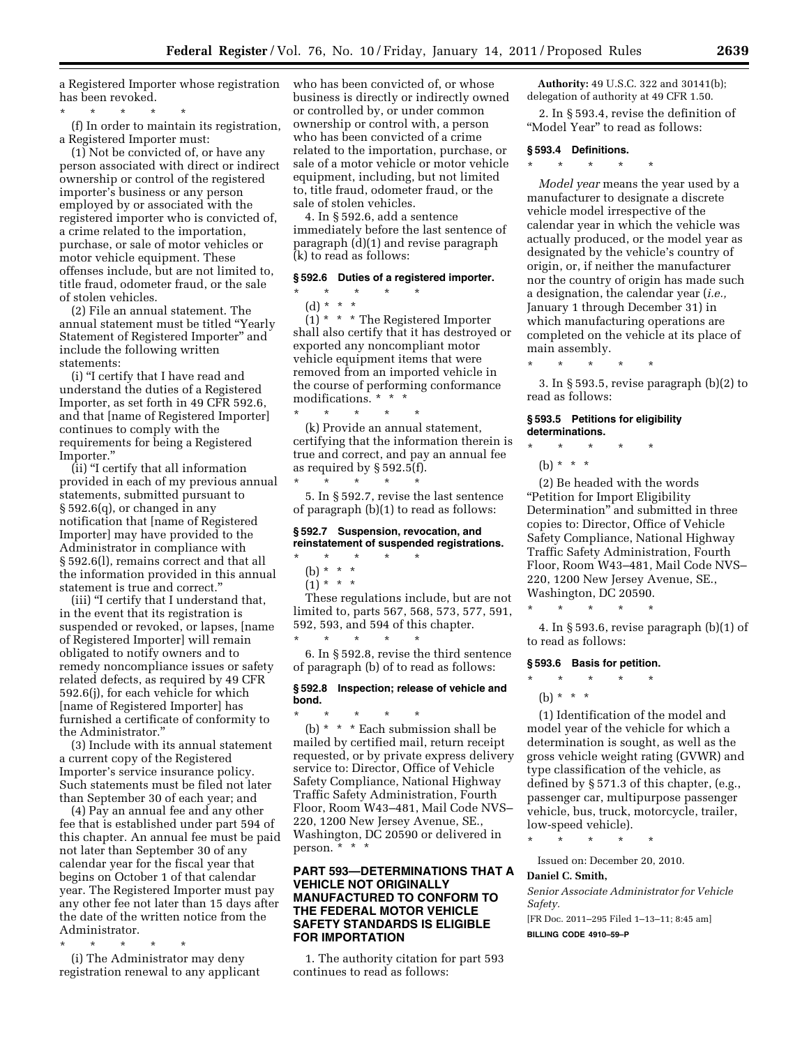a Registered Importer whose registration has been revoked.

\* \* \* \* \*

(f) In order to maintain its registration, a Registered Importer must:

(1) Not be convicted of, or have any person associated with direct or indirect ownership or control of the registered importer's business or any person employed by or associated with the registered importer who is convicted of, a crime related to the importation, purchase, or sale of motor vehicles or motor vehicle equipment. These offenses include, but are not limited to, title fraud, odometer fraud, or the sale of stolen vehicles.

(2) File an annual statement. The annual statement must be titled "Yearly Statement of Registered Importer" and include the following written statements:

(i) "I certify that I have read and understand the duties of a Registered Importer, as set forth in 49 CFR 592.6, and that [name of Registered Importer] continues to comply with the requirements for being a Registered Importer."

(ii) "I certify that all information provided in each of my previous annual statements, submitted pursuant to § 592.6(q), or changed in any notification that [name of Registered Importer] may have provided to the Administrator in compliance with § 592.6(l), remains correct and that all the information provided in this annual statement is true and correct."

(iii) "I certify that I understand that, in the event that its registration is suspended or revoked, or lapses, [name of Registered Importer] will remain obligated to notify owners and to remedy noncompliance issues or safety related defects, as required by 49 CFR 592.6(j), for each vehicle for which [name of Registered Importer] has furnished a certificate of conformity to the Administrator."

(3) Include with its annual statement a current copy of the Registered Importer's service insurance policy. Such statements must be filed not later than September 30 of each year; and

(4) Pay an annual fee and any other fee that is established under part 594 of this chapter. An annual fee must be paid not later than September 30 of any calendar year for the fiscal year that begins on October 1 of that calendar year. The Registered Importer must pay any other fee not later than 15 days after the date of the written notice from the Administrator.

\* \* \* \* \*

(i) The Administrator may deny registration renewal to any applicant who has been convicted of, or whose business is directly or indirectly owned or controlled by, or under common ownership or control with, a person who has been convicted of a crime related to the importation, purchase, or sale of a motor vehicle or motor vehicle equipment, including, but not limited to, title fraud, odometer fraud, or the sale of stolen vehicles.

4. In § 592.6, add a sentence immediately before the last sentence of paragraph (d)(1) and revise paragraph (k) to read as follows:

### § 592.6 Duties of a registered importer.

\* \* \* \* \*

(d) \* \* \*

(1) \* \* \* The Registered Importer shall also certify that it has destroyed or exported any noncompliant motor vehicle equipment items that were removed from an imported vehicle in the course of performing conformance modifications. \* \* \*

\* \* \* \* \*

(k) Provide an annual statement, certifying that the information therein is true and correct, and pay an annual fee as required by § 592.5(f).

\* \* \* \* \*

5. In § 592.7, revise the last sentence of paragraph (b)(1) to read as follows:

### § 592.7 Suspension, revocation, and reinstatement of suspended registrations.

\* \* \* \* \*

(b) \* \* \*

(1) \* \* \*

These regulations include, but are not limited to, parts 567, 568, 573, 577, 591, 592, 593, and 594 of this chapter.

\* \* \* \* \*

6. In § 592.8, revise the third sentence of paragraph (b) of to read as follows:

### § 592.8 Inspection; release of vehicle and bond.

\* \* \* \* \*

(b) \* \* \* Each submission shall be mailed by certified mail, return receipt requested, or by private express delivery service to: Director, Office of Vehicle Safety Compliance, National Highway Traffic Safety Administration, Fourth Floor, Room W43–481, Mail Code NVS–220, 1200 New Jersey Avenue, SE., Washington, DC 20590 or delivered in person. \* \* \*

## PART 593—DETERMINATIONS THAT A VEHICLE NOT ORIGINALLY MANUFACTURED TO CONFORM TO THE FEDERAL MOTOR VEHICLE SAFETY STANDARDS IS ELIGIBLE FOR IMPORTATION

1. The authority citation for part 593 continues to read as follows:

**Authority:** 49 U.S.C. 322 and 30141(b); delegation of authority at 49 CFR 1.50.

2. In § 593.4, revise the definition of "Model Year" to read as follows:

### § 593.4 Definitions.

\* \* \* \* \*

*Model year* means the year used by a manufacturer to designate a discrete vehicle model irrespective of the calendar year in which the vehicle was actually produced, or the model year as designated by the vehicle's country of origin, or, if neither the manufacturer nor the country of origin has made such a designation, the calendar year (*i.e.,* January 1 through December 31) in which manufacturing operations are completed on the vehicle at its place of main assembly.

\* \* \* \* \*

3. In § 593.5, revise paragraph (b)(2) to read as follows:

### § 593.5 Petitions for eligibility determinations.

\* \* \* \* \*

(b) \* \* \*

(2) Be headed with the words "Petition for Import Eligibility Determination" and submitted in three copies to: Director, Office of Vehicle Safety Compliance, National Highway Traffic Safety Administration, Fourth Floor, Room W43–481, Mail Code NVS–220, 1200 New Jersey Avenue, SE., Washington, DC 20590.

\* \* \* \* \*

4. In § 593.6, revise paragraph (b)(1) of to read as follows:

### § 593.6 Basis for petition.

\* \* \* \* \*

(b) \* \* \*

(1) Identification of the model and model year of the vehicle for which a determination is sought, as well as the gross vehicle weight rating (GVWR) and type classification of the vehicle, as defined by § 571.3 of this chapter, (e.g., passenger car, multipurpose passenger vehicle, bus, truck, motorcycle, trailer, low-speed vehicle).

\* \* \* \* \*

Issued on: December 20, 2010.

**Daniel C. Smith,**

*Senior Associate Administrator for Vehicle Safety.*

[FR Doc. 2011–295 Filed 1–13–11; 8:45 am]

**BILLING CODE 4910–59–P**